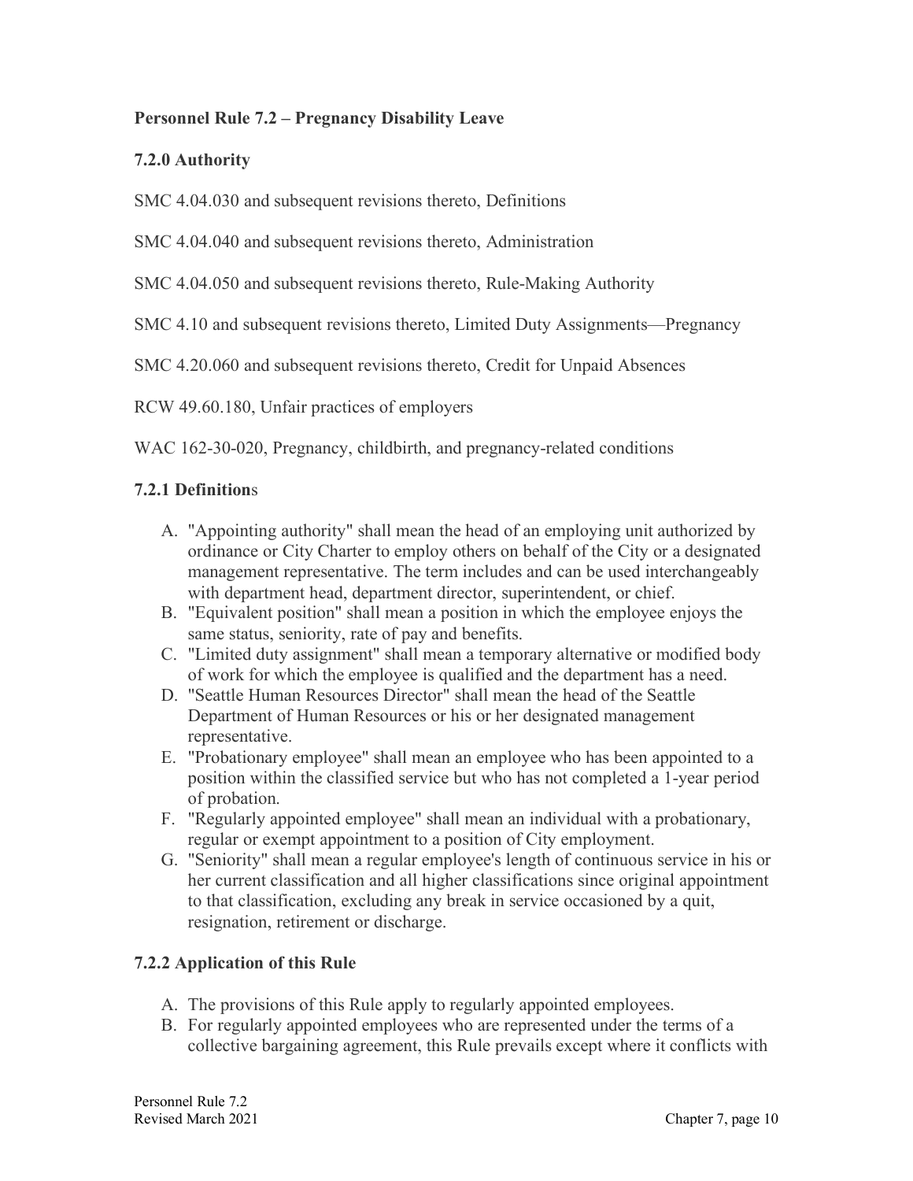**Personnel Rule 7.2 – Pregnancy Disability Leave**

**7.2.0 Authority**

SMC 4.04.030 and subsequent revisions thereto, Definitions

SMC 4.04.040 and subsequent revisions thereto, Administration

SMC 4.04.050 and subsequent revisions thereto, Rule-Making Authority

SMC 4.10 and subsequent revisions thereto, Limited Duty Assignments—Pregnancy

SMC 4.20.060 and subsequent revisions thereto, Credit for Unpaid Absences

RCW 49.60.180, Unfair practices of employers

WAC 162-30-020, Pregnancy, childbirth, and pregnancy-related conditions

**7.2.1 Definitions**

A. "Appointing authority" shall mean the head of an employing unit authorized by ordinance or City Charter to employ others on behalf of the City or a designated management representative. The term includes and can be used interchangeably with department head, department director, superintendent, or chief.
B. "Equivalent position" shall mean a position in which the employee enjoys the same status, seniority, rate of pay and benefits.
C. "Limited duty assignment" shall mean a temporary alternative or modified body of work for which the employee is qualified and the department has a need.
D. "Seattle Human Resources Director" shall mean the head of the Seattle Department of Human Resources or his or her designated management representative.
E. "Probationary employee" shall mean an employee who has been appointed to a position within the classified service but who has not completed a 1-year period of probation.
F. "Regularly appointed employee" shall mean an individual with a probationary, regular or exempt appointment to a position of City employment.
G. "Seniority" shall mean a regular employee's length of continuous service in his or her current classification and all higher classifications since original appointment to that classification, excluding any break in service occasioned by a quit, resignation, retirement or discharge.

**7.2.2 Application of this Rule**

A. The provisions of this Rule apply to regularly appointed employees.
B. For regularly appointed employees who are represented under the terms of a collective bargaining agreement, this Rule prevails except where it conflicts with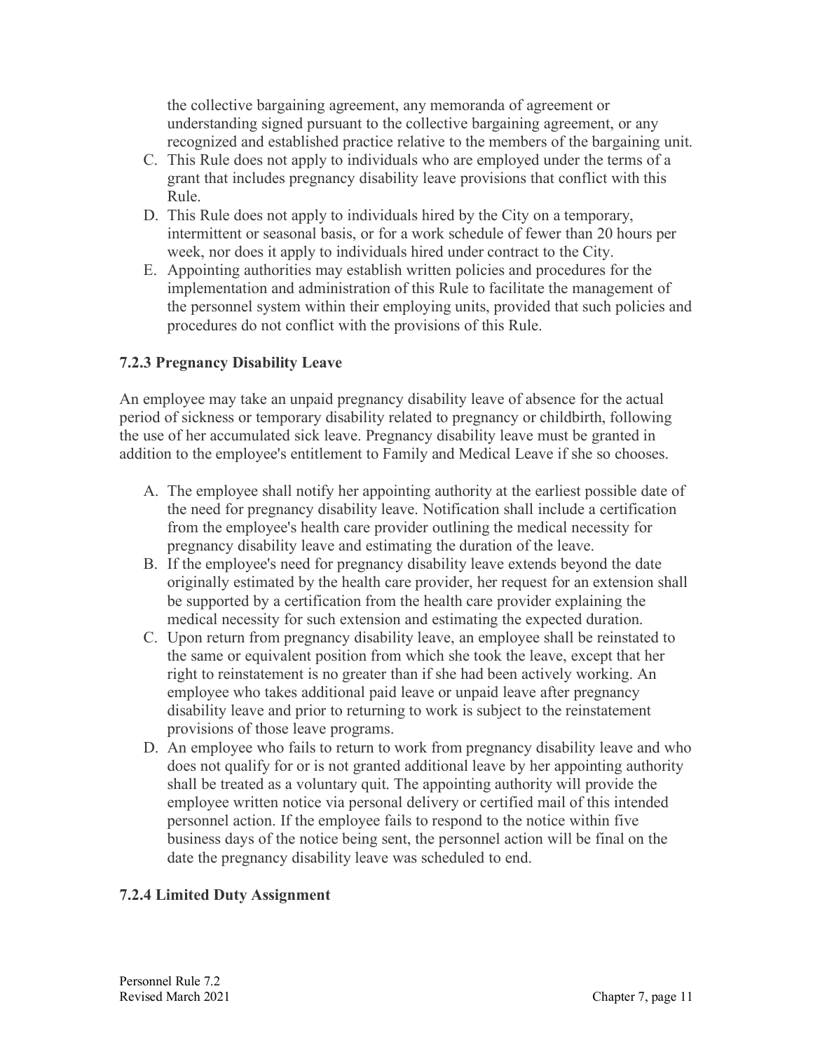the collective bargaining agreement, any memoranda of agreement or understanding signed pursuant to the collective bargaining agreement, or any recognized and established practice relative to the members of the bargaining unit.

C. This Rule does not apply to individuals who are employed under the terms of a grant that includes pregnancy disability leave provisions that conflict with this Rule.
D. This Rule does not apply to individuals hired by the City on a temporary, intermittent or seasonal basis, or for a work schedule of fewer than 20 hours per week, nor does it apply to individuals hired under contract to the City.
E. Appointing authorities may establish written policies and procedures for the implementation and administration of this Rule to facilitate the management of the personnel system within their employing units, provided that such policies and procedures do not conflict with the provisions of this Rule.

### 7.2.3 Pregnancy Disability Leave

An employee may take an unpaid pregnancy disability leave of absence for the actual period of sickness or temporary disability related to pregnancy or childbirth, following the use of her accumulated sick leave. Pregnancy disability leave must be granted in addition to the employee's entitlement to Family and Medical Leave if she so chooses.

A. The employee shall notify her appointing authority at the earliest possible date of the need for pregnancy disability leave. Notification shall include a certification from the employee's health care provider outlining the medical necessity for pregnancy disability leave and estimating the duration of the leave.
B. If the employee's need for pregnancy disability leave extends beyond the date originally estimated by the health care provider, her request for an extension shall be supported by a certification from the health care provider explaining the medical necessity for such extension and estimating the expected duration.
C. Upon return from pregnancy disability leave, an employee shall be reinstated to the same or equivalent position from which she took the leave, except that her right to reinstatement is no greater than if she had been actively working. An employee who takes additional paid leave or unpaid leave after pregnancy disability leave and prior to returning to work is subject to the reinstatement provisions of those leave programs.
D. An employee who fails to return to work from pregnancy disability leave and who does not qualify for or is not granted additional leave by her appointing authority shall be treated as a voluntary quit. The appointing authority will provide the employee written notice via personal delivery or certified mail of this intended personnel action. If the employee fails to respond to the notice within five business days of the notice being sent, the personnel action will be final on the date the pregnancy disability leave was scheduled to end.

### 7.2.4 Limited Duty Assignment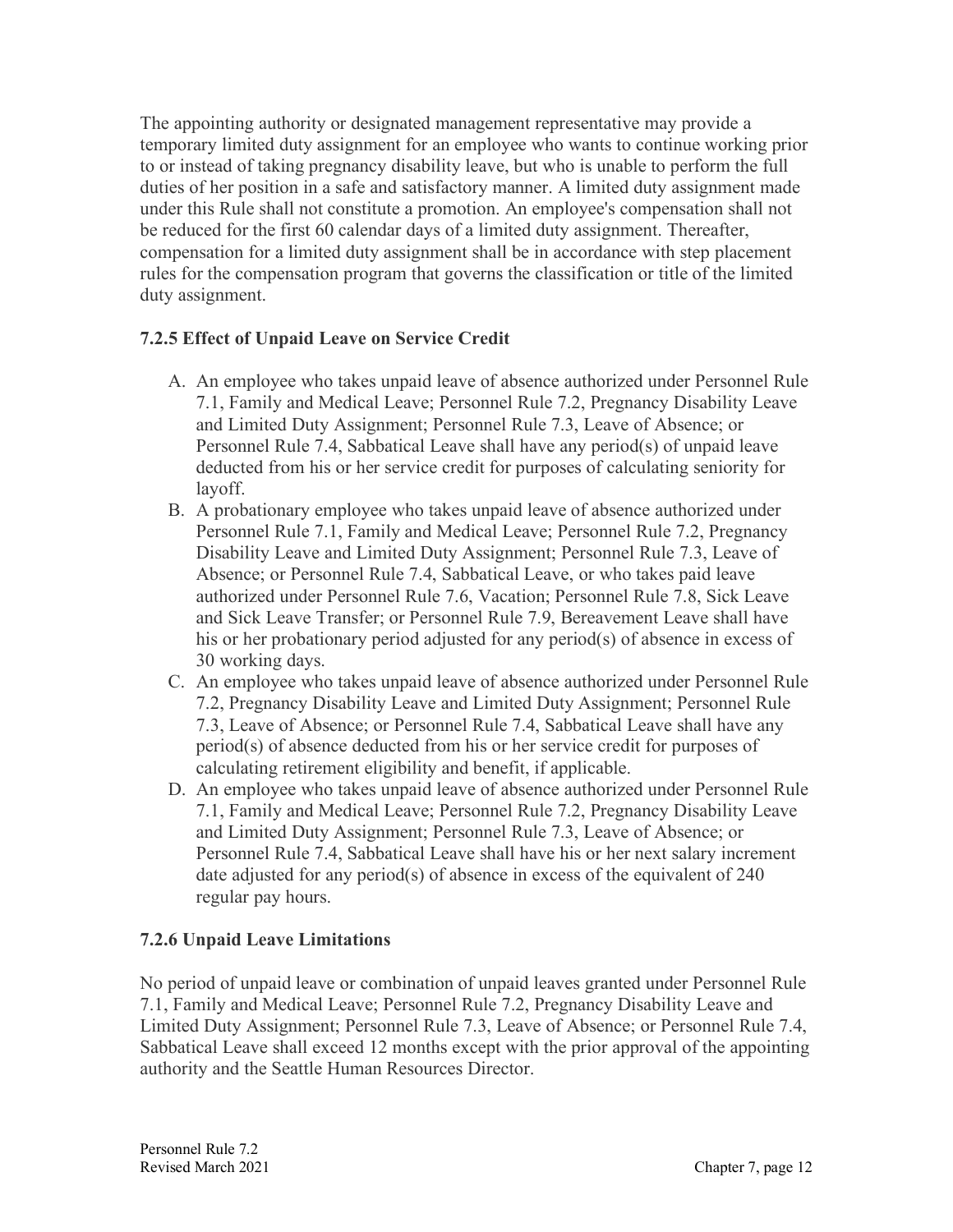The appointing authority or designated management representative may provide a temporary limited duty assignment for an employee who wants to continue working prior to or instead of taking pregnancy disability leave, but who is unable to perform the full duties of her position in a safe and satisfactory manner. A limited duty assignment made under this Rule shall not constitute a promotion. An employee's compensation shall not be reduced for the first 60 calendar days of a limited duty assignment. Thereafter, compensation for a limited duty assignment shall be in accordance with step placement rules for the compensation program that governs the classification or title of the limited duty assignment.

### 7.2.5 Effect of Unpaid Leave on Service Credit

A. An employee who takes unpaid leave of absence authorized under Personnel Rule 7.1, Family and Medical Leave; Personnel Rule 7.2, Pregnancy Disability Leave and Limited Duty Assignment; Personnel Rule 7.3, Leave of Absence; or Personnel Rule 7.4, Sabbatical Leave shall have any period(s) of unpaid leave deducted from his or her service credit for purposes of calculating seniority for layoff.

B. A probationary employee who takes unpaid leave of absence authorized under Personnel Rule 7.1, Family and Medical Leave; Personnel Rule 7.2, Pregnancy Disability Leave and Limited Duty Assignment; Personnel Rule 7.3, Leave of Absence; or Personnel Rule 7.4, Sabbatical Leave, or who takes paid leave authorized under Personnel Rule 7.6, Vacation; Personnel Rule 7.8, Sick Leave and Sick Leave Transfer; or Personnel Rule 7.9, Bereavement Leave shall have his or her probationary period adjusted for any period(s) of absence in excess of 30 working days.

C. An employee who takes unpaid leave of absence authorized under Personnel Rule 7.2, Pregnancy Disability Leave and Limited Duty Assignment; Personnel Rule 7.3, Leave of Absence; or Personnel Rule 7.4, Sabbatical Leave shall have any period(s) of absence deducted from his or her service credit for purposes of calculating retirement eligibility and benefit, if applicable.

D. An employee who takes unpaid leave of absence authorized under Personnel Rule 7.1, Family and Medical Leave; Personnel Rule 7.2, Pregnancy Disability Leave and Limited Duty Assignment; Personnel Rule 7.3, Leave of Absence; or Personnel Rule 7.4, Sabbatical Leave shall have his or her next salary increment date adjusted for any period(s) of absence in excess of the equivalent of 240 regular pay hours.

### 7.2.6 Unpaid Leave Limitations

No period of unpaid leave or combination of unpaid leaves granted under Personnel Rule 7.1, Family and Medical Leave; Personnel Rule 7.2, Pregnancy Disability Leave and Limited Duty Assignment; Personnel Rule 7.3, Leave of Absence; or Personnel Rule 7.4, Sabbatical Leave shall exceed 12 months except with the prior approval of the appointing authority and the Seattle Human Resources Director.